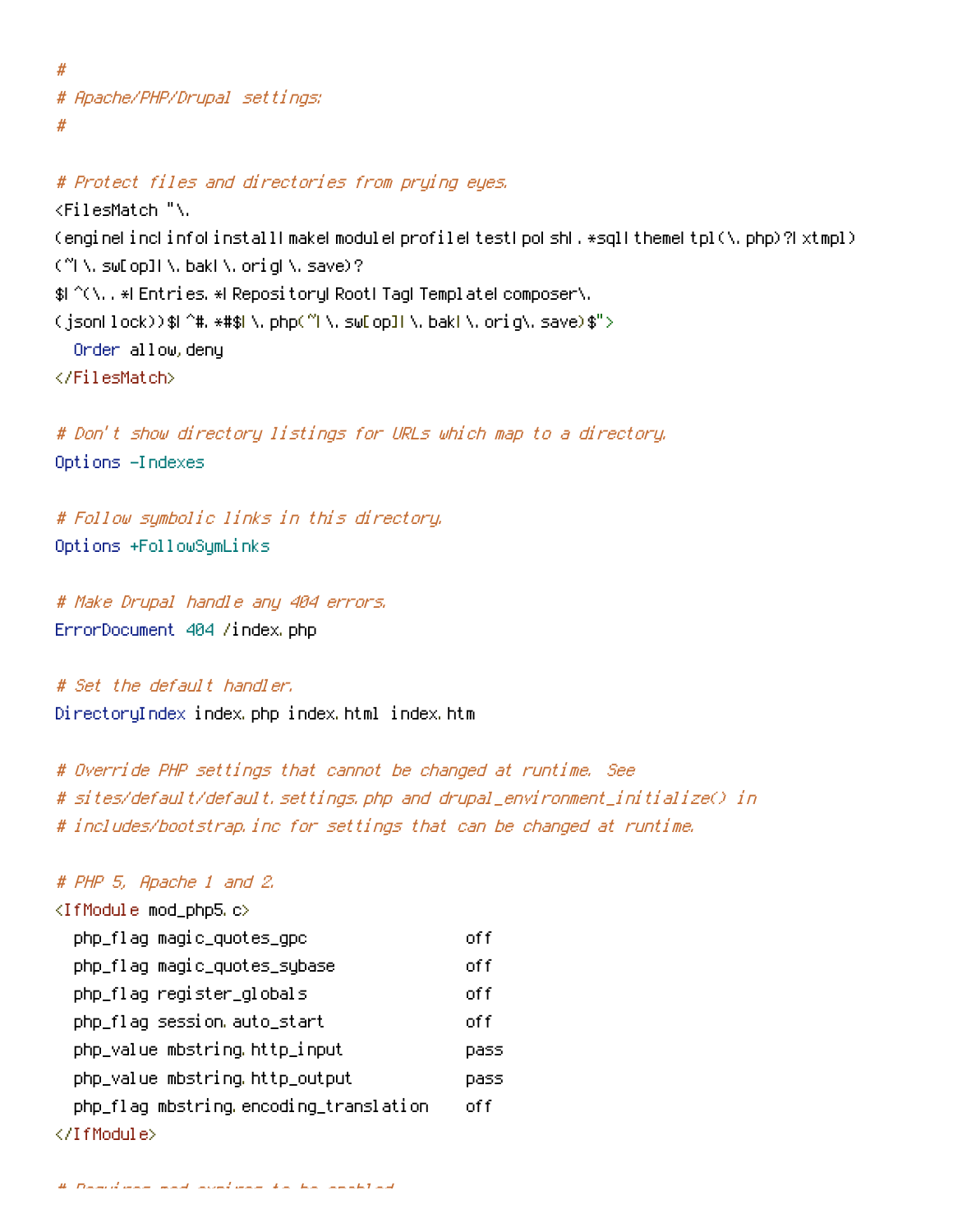```
#
# Apache/PHP/Drupal settings:
#

# Protect files and directories from prying eyes.
<FilesMatch "\.(engine|inc|info|install|make|module|profile|test|po|sh|.*sql|theme|tpl(\.php)?|xtmpl)(~|\.sw[op]|\.bak|\.orig|\.save)?$|^(\..*|Entries.*|Repository|Root|Tag|Template|composer\.(json|lock))$|^#.*#$|\.php(~|\.sw[op]|\.bak|\.orig\.save)$">
  Order allow,deny
</FilesMatch>

# Don't show directory listings for URLs which map to a directory.
Options -Indexes

# Follow symbolic links in this directory.
Options +FollowSymLinks

# Make Drupal handle any 404 errors.
ErrorDocument 404 /index.php

# Set the default handler.
DirectoryIndex index.php index.html index.htm

# Override PHP settings that cannot be changed at runtime. See
# sites/default/default.settings.php and drupal_environment_initialize() in
# includes/bootstrap.inc for settings that can be changed at runtime.

# PHP 5, Apache 1 and 2.
<IfModule mod_php5.c>
  php_flag magic_quotes_gpc                 off
  php_flag magic_quotes_sybase              off
  php_flag register_globals                 off
  php_flag session.auto_start               off
  php_value mbstring.http_input             pass
  php_value mbstring.http_output            pass
  php_flag mbstring.encoding_translation    off
</IfModule>
```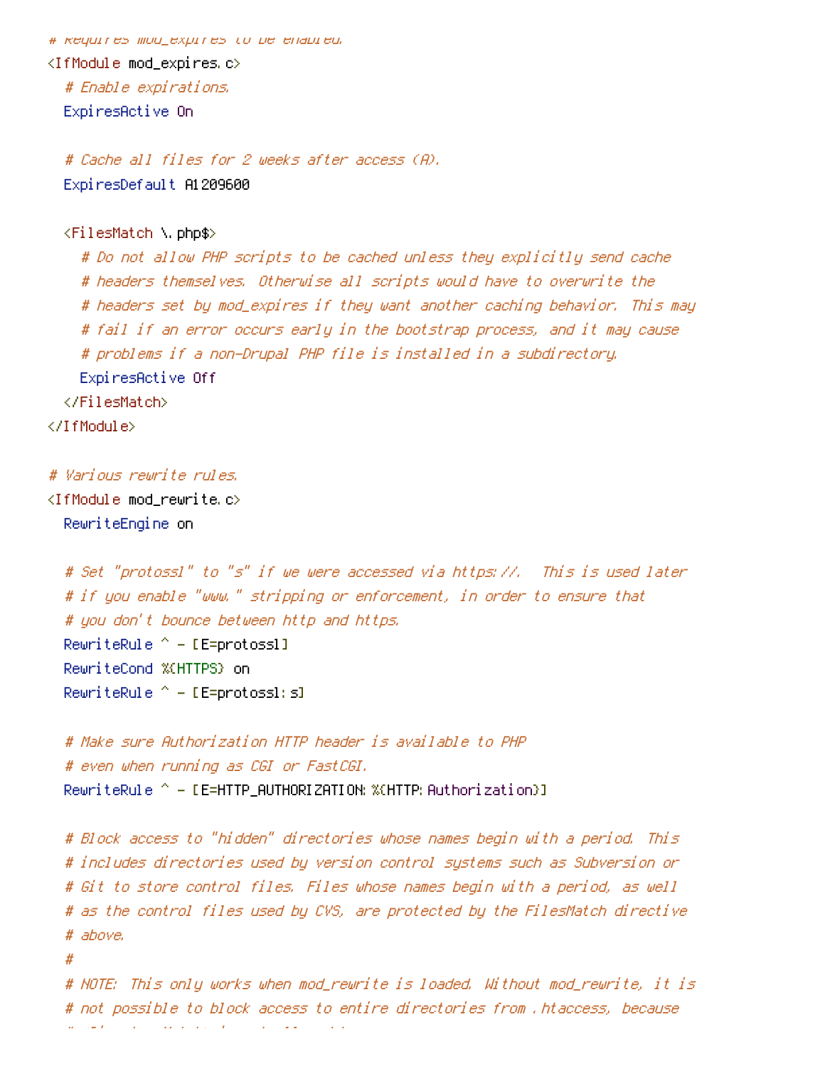```
# Requires mod_expires to be enabled.
<IfModule mod_expires.c>
  # Enable expirations.
  ExpiresActive On

  # Cache all files for 2 weeks after access (A).
  ExpiresDefault A1209600

  <FilesMatch \.php$>
    # Do not allow PHP scripts to be cached unless they explicitly send cache
    # headers themselves. Otherwise all scripts would have to overwrite the
    # headers set by mod_expires if they want another caching behavior. This may
    # fail if an error occurs early in the bootstrap process, and it may cause
    # problems if a non-Drupal PHP file is installed in a subdirectory.
    ExpiresActive Off
  </FilesMatch>
</IfModule>

# Various rewrite rules.
<IfModule mod_rewrite.c>
  RewriteEngine on

  # Set "protossl" to "s" if we were accessed via https://.  This is used later
  # if you enable "www." stripping or enforcement, in order to ensure that
  # you don't bounce between http and https.
  RewriteRule ^ - [E=protossl]
  RewriteCond %{HTTPS} on
  RewriteRule ^ - [E=protossl:s]

  # Make sure Authorization HTTP header is available to PHP
  # even when running as CGI or FastCGI.
  RewriteRule ^ - [E=HTTP_AUTHORIZATION:%{HTTP:Authorization}]

  # Block access to "hidden" directories whose names begin with a period. This
  # includes directories used by version control systems such as Subversion or
  # Git to store control files. Files whose names begin with a period, as well
  # as the control files used by CVS, are protected by the FilesMatch directive
  # above.
  #
  # NOTE: This only works when mod_rewrite is loaded. Without mod_rewrite, it is
  # not possible to block access to entire directories from .htaccess, because
```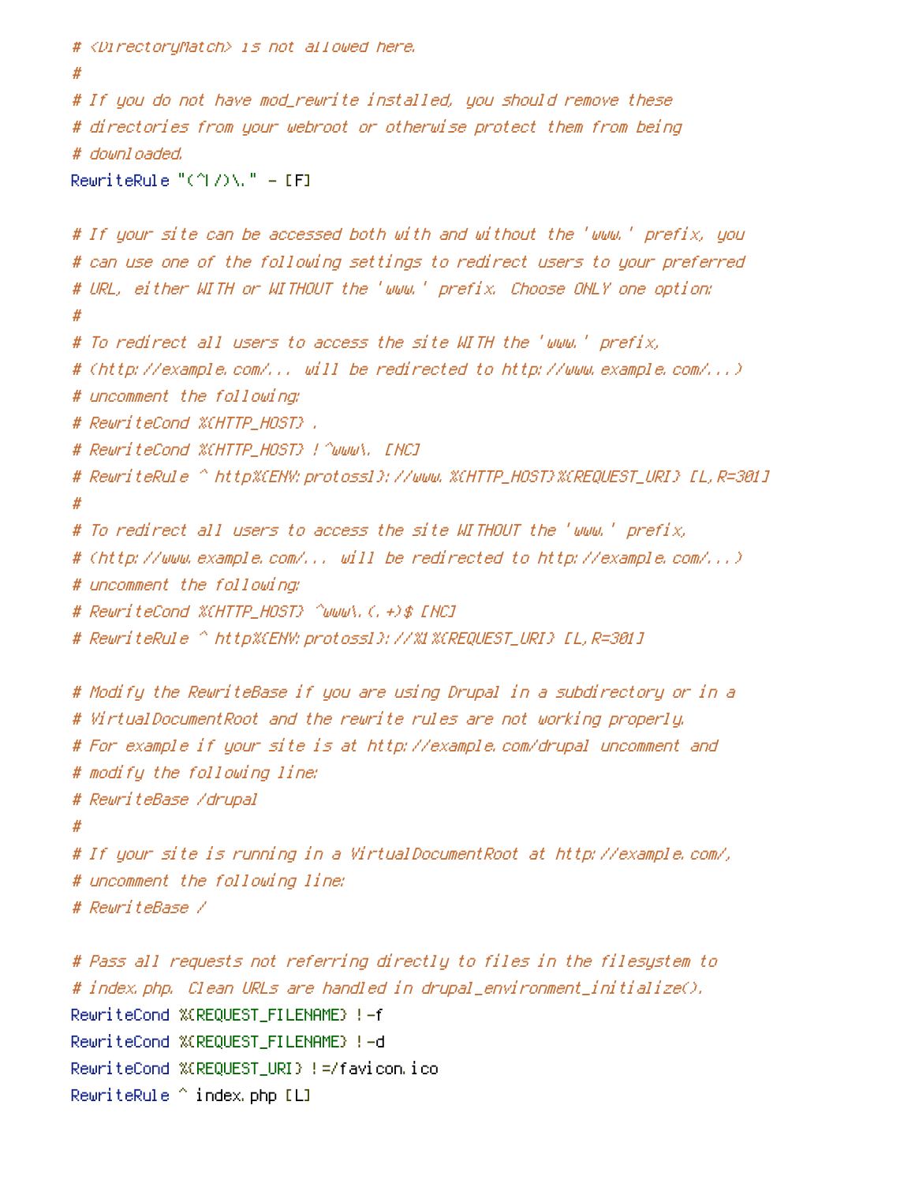```
# <DirectoryMatch> is not allowed here.
#
# If you do not have mod_rewrite installed, you should remove these
# directories from your webroot or otherwise protect them from being
# downloaded.
RewriteRule "(^|/)\." - [F]

# If your site can be accessed both with and without the 'www.' prefix, you
# can use one of the following settings to redirect users to your preferred
# URL, either WITH or WITHOUT the 'www.' prefix. Choose ONLY one option:
#
# To redirect all users to access the site WITH the 'www.' prefix,
# (http://example.com/... will be redirected to http://www.example.com/...)
# uncomment the following:
# RewriteCond %{HTTP_HOST} .
# RewriteCond %{HTTP_HOST} !^www\. [NC]
# RewriteRule ^ http%{ENV:protossl}://www.%{HTTP_HOST}%{REQUEST_URI} [L,R=301]
#
# To redirect all users to access the site WITHOUT the 'www.' prefix,
# (http://www.example.com/... will be redirected to http://example.com/...)
# uncomment the following:
# RewriteCond %{HTTP_HOST} ^www\.(.+)$ [NC]
# RewriteRule ^ http%{ENV:protossl}://%1%{REQUEST_URI} [L,R=301]

# Modify the RewriteBase if you are using Drupal in a subdirectory or in a
# VirtualDocumentRoot and the rewrite rules are not working properly.
# For example if your site is at http://example.com/drupal uncomment and
# modify the following line:
# RewriteBase /drupal
#
# If your site is running in a VirtualDocumentRoot at http://example.com/,
# uncomment the following line:
# RewriteBase /

# Pass all requests not referring directly to files in the filesystem to
# index.php. Clean URLs are handled in drupal_environment_initialize().
RewriteCond %{REQUEST_FILENAME} !-f
RewriteCond %{REQUEST_FILENAME} !-d
RewriteCond %{REQUEST_URI} !=/favicon.ico
RewriteRule ^ index.php [L]
```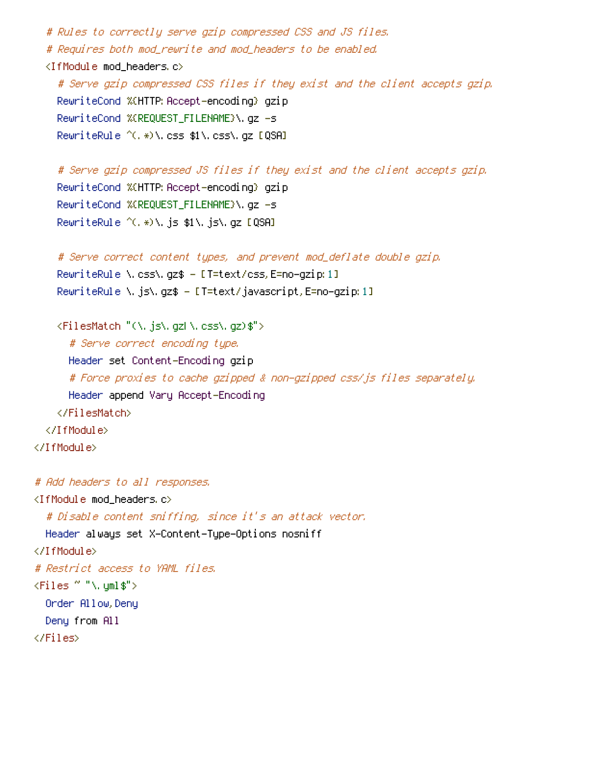```
  # Rules to correctly serve gzip compressed CSS and JS files.
  # Requires both mod_rewrite and mod_headers to be enabled.
  <IfModule mod_headers.c>
    # Serve gzip compressed CSS files if they exist and the client accepts gzip.
    RewriteCond %{HTTP:Accept-encoding} gzip
    RewriteCond %{REQUEST_FILENAME}\.gz -s
    RewriteRule ^(.*)\.css $1\.css\.gz [QSA]

    # Serve gzip compressed JS files if they exist and the client accepts gzip.
    RewriteCond %{HTTP:Accept-encoding} gzip
    RewriteCond %{REQUEST_FILENAME}\.gz -s
    RewriteRule ^(.*)\.js $1\.js\.gz [QSA]

    # Serve correct content types, and prevent mod_deflate double gzip.
    RewriteRule \.css\.gz$ - [T=text/css,E=no-gzip:1]
    RewriteRule \.js\.gz$ - [T=text/javascript,E=no-gzip:1]

    <FilesMatch "(\.js\.gz|\.css\.gz)$">
      # Serve correct encoding type.
      Header set Content-Encoding gzip
      # Force proxies to cache gzipped & non-gzipped css/js files separately.
      Header append Vary Accept-Encoding
    </FilesMatch>
  </IfModule>
</IfModule>

# Add headers to all responses.
<IfModule mod_headers.c>
  # Disable content sniffing, since it's an attack vector.
  Header always set X-Content-Type-Options nosniff
</IfModule>
# Restrict access to YAML files.
<Files ~ "\.yml$">
  Order Allow,Deny
  Deny from All
</Files>
```